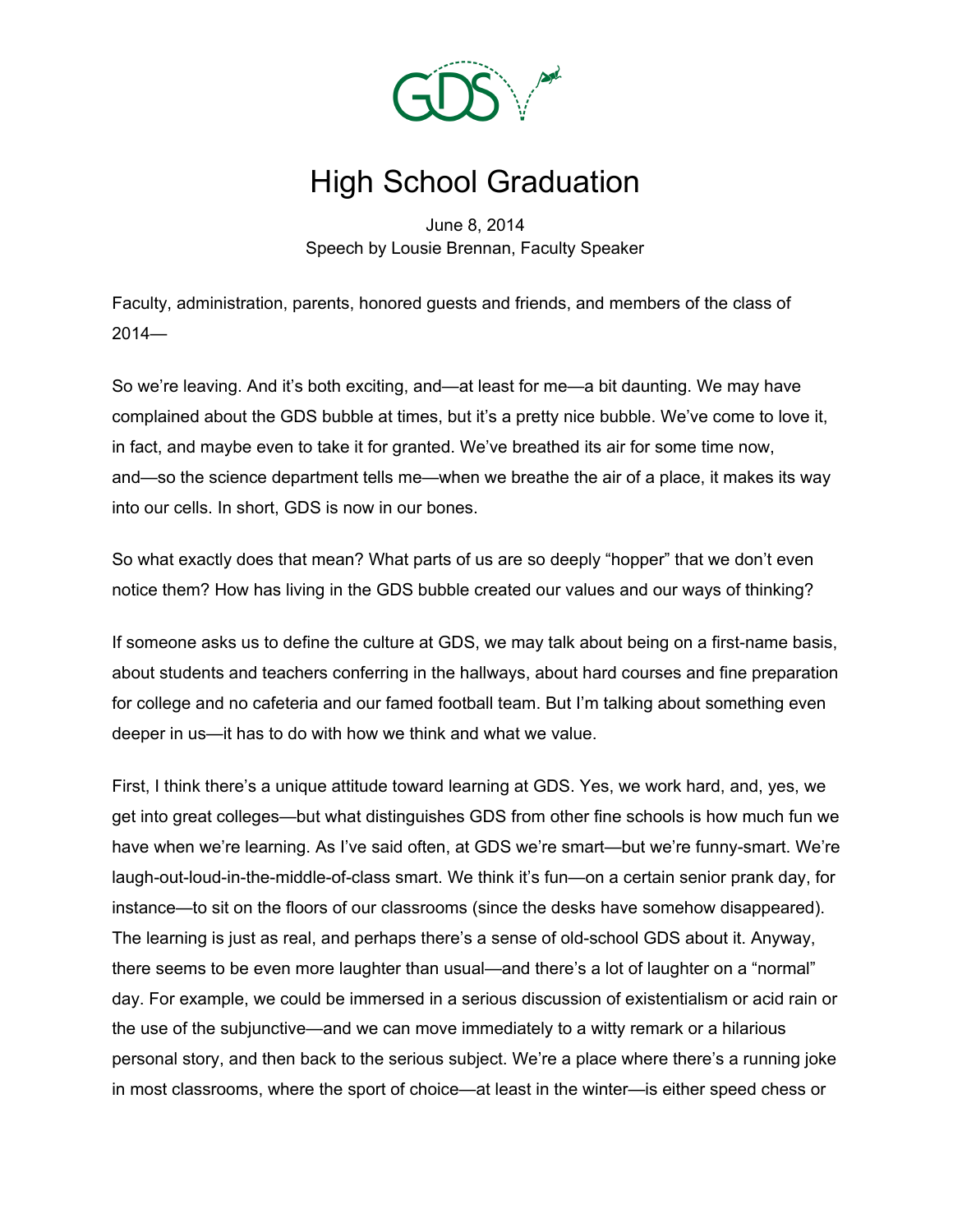# High School Graduation

June 8, 2014
Speech by Lousie Brennan, Faculty Speaker

Faculty, administration, parents, honored guests and friends, and members of the class of 2014—

So we're leaving. And it's both exciting, and—at least for me—a bit daunting. We may have complained about the GDS bubble at times, but it's a pretty nice bubble. We've come to love it, in fact, and maybe even to take it for granted. We've breathed its air for some time now, and—so the science department tells me—when we breathe the air of a place, it makes its way into our cells. In short, GDS is now in our bones.

So what exactly does that mean? What parts of us are so deeply "hopper" that we don't even notice them? How has living in the GDS bubble created our values and our ways of thinking?

If someone asks us to define the culture at GDS, we may talk about being on a first-name basis, about students and teachers conferring in the hallways, about hard courses and fine preparation for college and no cafeteria and our famed football team. But I'm talking about something even deeper in us—it has to do with how we think and what we value.

First, I think there's a unique attitude toward learning at GDS. Yes, we work hard, and, yes, we get into great colleges—but what distinguishes GDS from other fine schools is how much fun we have when we're learning. As I've said often, at GDS we're smart—but we're funny-smart. We're laugh-out-loud-in-the-middle-of-class smart. We think it's fun—on a certain senior prank day, for instance—to sit on the floors of our classrooms (since the desks have somehow disappeared). The learning is just as real, and perhaps there's a sense of old-school GDS about it. Anyway, there seems to be even more laughter than usual—and there's a lot of laughter on a "normal" day. For example, we could be immersed in a serious discussion of existentialism or acid rain or the use of the subjunctive—and we can move immediately to a witty remark or a hilarious personal story, and then back to the serious subject. We're a place where there's a running joke in most classrooms, where the sport of choice—at least in the winter—is either speed chess or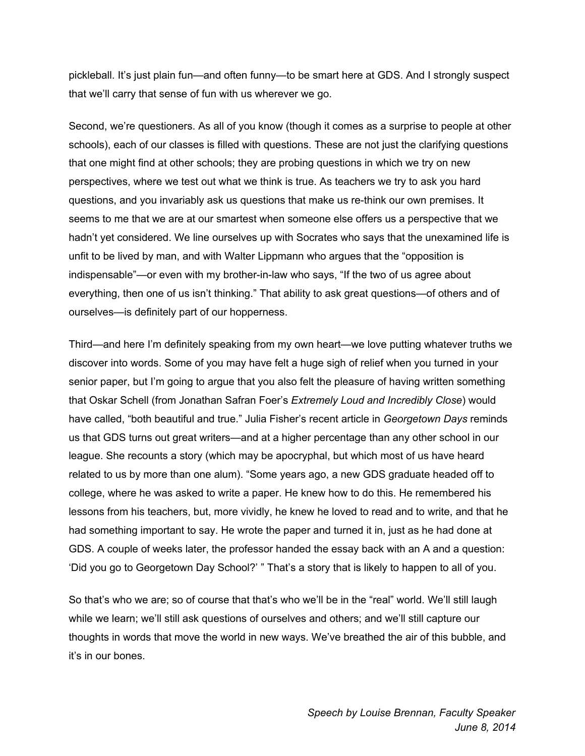pickleball. It's just plain fun—and often funny—to be smart here at GDS. And I strongly suspect that we'll carry that sense of fun with us wherever we go.

Second, we're questioners. As all of you know (though it comes as a surprise to people at other schools), each of our classes is filled with questions. These are not just the clarifying questions that one might find at other schools; they are probing questions in which we try on new perspectives, where we test out what we think is true. As teachers we try to ask you hard questions, and you invariably ask us questions that make us re-think our own premises. It seems to me that we are at our smartest when someone else offers us a perspective that we hadn't yet considered. We line ourselves up with Socrates who says that the unexamined life is unfit to be lived by man, and with Walter Lippmann who argues that the "opposition is indispensable"—or even with my brother-in-law who says, "If the two of us agree about everything, then one of us isn't thinking." That ability to ask great questions—of others and of ourselves—is definitely part of our hopperness.

Third—and here I'm definitely speaking from my own heart—we love putting whatever truths we discover into words. Some of you may have felt a huge sigh of relief when you turned in your senior paper, but I'm going to argue that you also felt the pleasure of having written something that Oskar Schell (from Jonathan Safran Foer's *Extremely Loud and Incredibly Close*) would have called, "both beautiful and true." Julia Fisher's recent article in *Georgetown Days* reminds us that GDS turns out great writers—and at a higher percentage than any other school in our league. She recounts a story (which may be apocryphal, but which most of us have heard related to us by more than one alum). "Some years ago, a new GDS graduate headed off to college, where he was asked to write a paper. He knew how to do this. He remembered his lessons from his teachers, but, more vividly, he knew he loved to read and to write, and that he had something important to say. He wrote the paper and turned it in, just as he had done at GDS. A couple of weeks later, the professor handed the essay back with an A and a question: 'Did you go to Georgetown Day School?' " That's a story that is likely to happen to all of you.

So that's who we are; so of course that that's who we'll be in the "real" world. We'll still laugh while we learn; we'll still ask questions of ourselves and others; and we'll still capture our thoughts in words that move the world in new ways. We've breathed the air of this bubble, and it's in our bones.

*Speech by Louise Brennan, Faculty Speaker*
*June 8, 2014*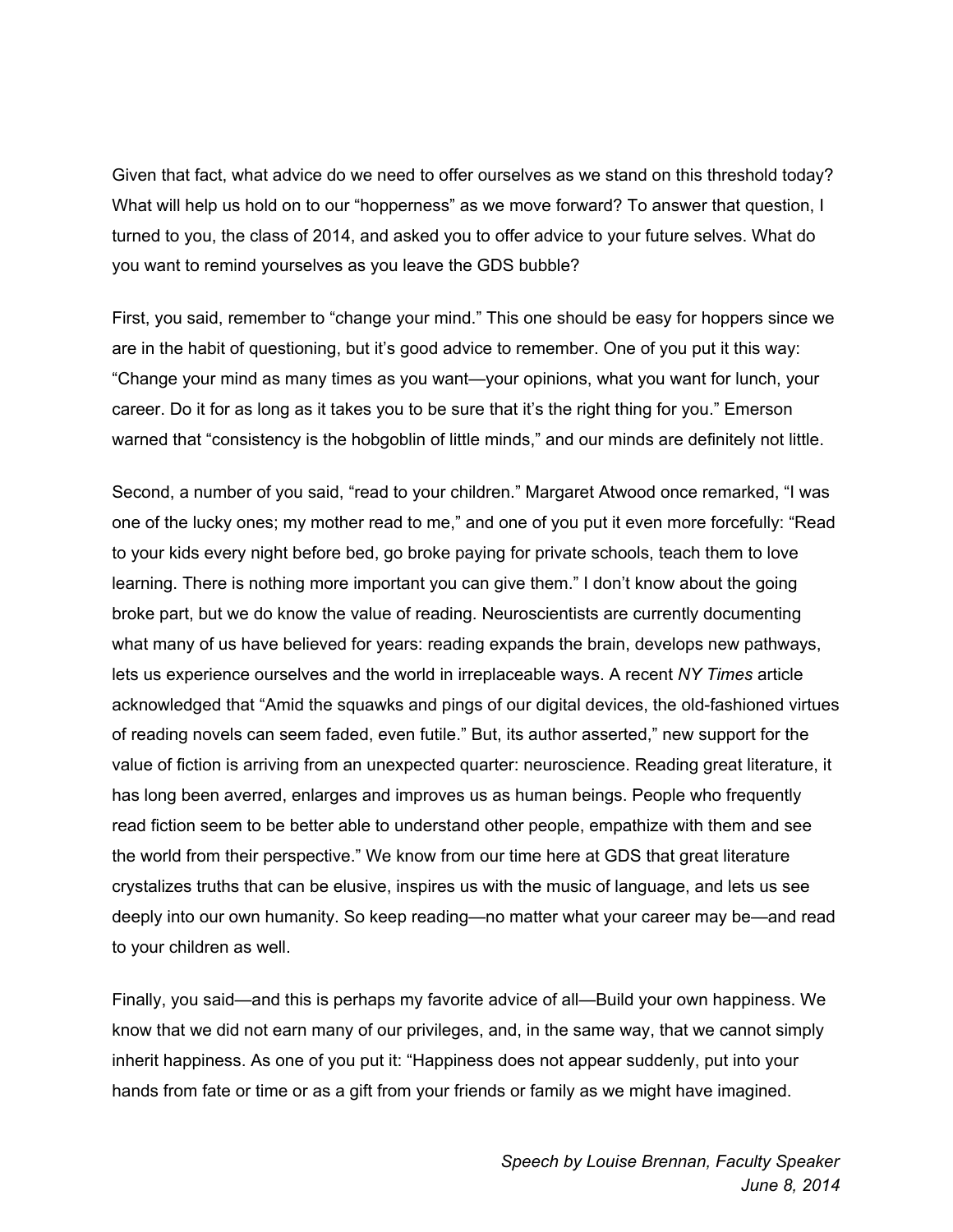Given that fact, what advice do we need to offer ourselves as we stand on this threshold today? What will help us hold on to our "hopperness" as we move forward? To answer that question, I turned to you, the class of 2014, and asked you to offer advice to your future selves. What do you want to remind yourselves as you leave the GDS bubble?

First, you said, remember to "change your mind." This one should be easy for hoppers since we are in the habit of questioning, but it's good advice to remember. One of you put it this way: "Change your mind as many times as you want—your opinions, what you want for lunch, your career. Do it for as long as it takes you to be sure that it's the right thing for you." Emerson warned that "consistency is the hobgoblin of little minds," and our minds are definitely not little.

Second, a number of you said, "read to your children." Margaret Atwood once remarked, "I was one of the lucky ones; my mother read to me," and one of you put it even more forcefully: "Read to your kids every night before bed, go broke paying for private schools, teach them to love learning. There is nothing more important you can give them." I don't know about the going broke part, but we do know the value of reading. Neuroscientists are currently documenting what many of us have believed for years: reading expands the brain, develops new pathways, lets us experience ourselves and the world in irreplaceable ways. A recent *NY Times* article acknowledged that "Amid the squawks and pings of our digital devices, the old-fashioned virtues of reading novels can seem faded, even futile." But, its author asserted," new support for the value of fiction is arriving from an unexpected quarter: neuroscience. Reading great literature, it has long been averred, enlarges and improves us as human beings. People who frequently read fiction seem to be better able to understand other people, empathize with them and see the world from their perspective." We know from our time here at GDS that great literature crystalizes truths that can be elusive, inspires us with the music of language, and lets us see deeply into our own humanity. So keep reading—no matter what your career may be—and read to your children as well.

Finally, you said—and this is perhaps my favorite advice of all—Build your own happiness. We know that we did not earn many of our privileges, and, in the same way, that we cannot simply inherit happiness. As one of you put it: "Happiness does not appear suddenly, put into your hands from fate or time or as a gift from your friends or family as we might have imagined.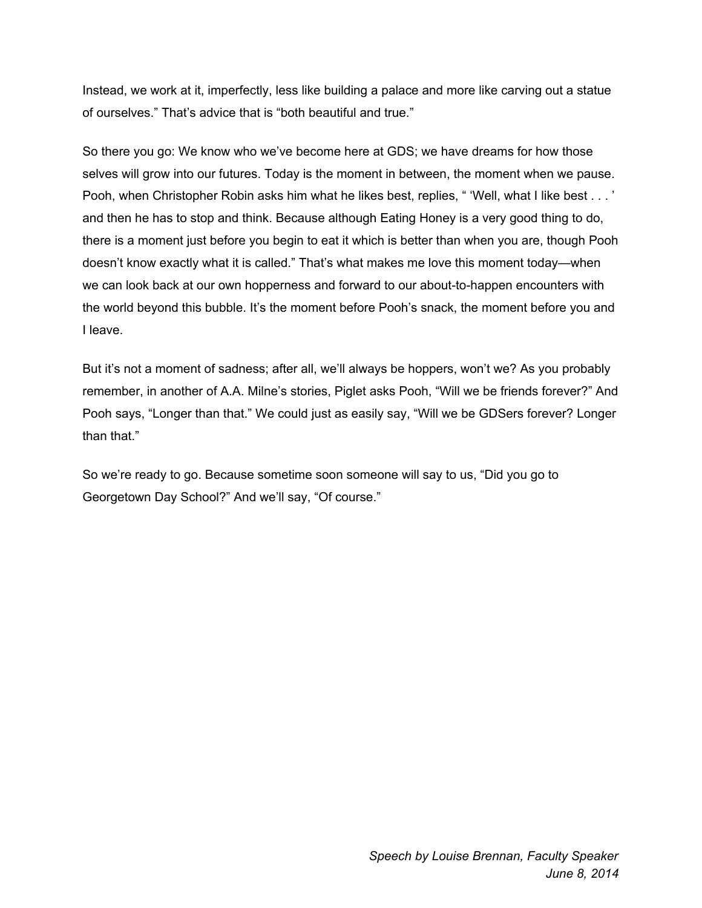Instead, we work at it, imperfectly, less like building a palace and more like carving out a statue of ourselves." That's advice that is "both beautiful and true."

So there you go: We know who we've become here at GDS; we have dreams for how those selves will grow into our futures. Today is the moment in between, the moment when we pause. Pooh, when Christopher Robin asks him what he likes best, replies, " 'Well, what I like best . . . ' and then he has to stop and think. Because although Eating Honey is a very good thing to do, there is a moment just before you begin to eat it which is better than when you are, though Pooh doesn't know exactly what it is called." That's what makes me love this moment today—when we can look back at our own hopperness and forward to our about-to-happen encounters with the world beyond this bubble. It's the moment before Pooh's snack, the moment before you and I leave.

But it's not a moment of sadness; after all, we'll always be hoppers, won't we? As you probably remember, in another of A.A. Milne's stories, Piglet asks Pooh, "Will we be friends forever?" And Pooh says, "Longer than that." We could just as easily say, "Will we be GDSers forever? Longer than that."

So we're ready to go. Because sometime soon someone will say to us, "Did you go to Georgetown Day School?" And we'll say, "Of course."

*Speech by Louise Brennan, Faculty Speaker*
*June 8, 2014*